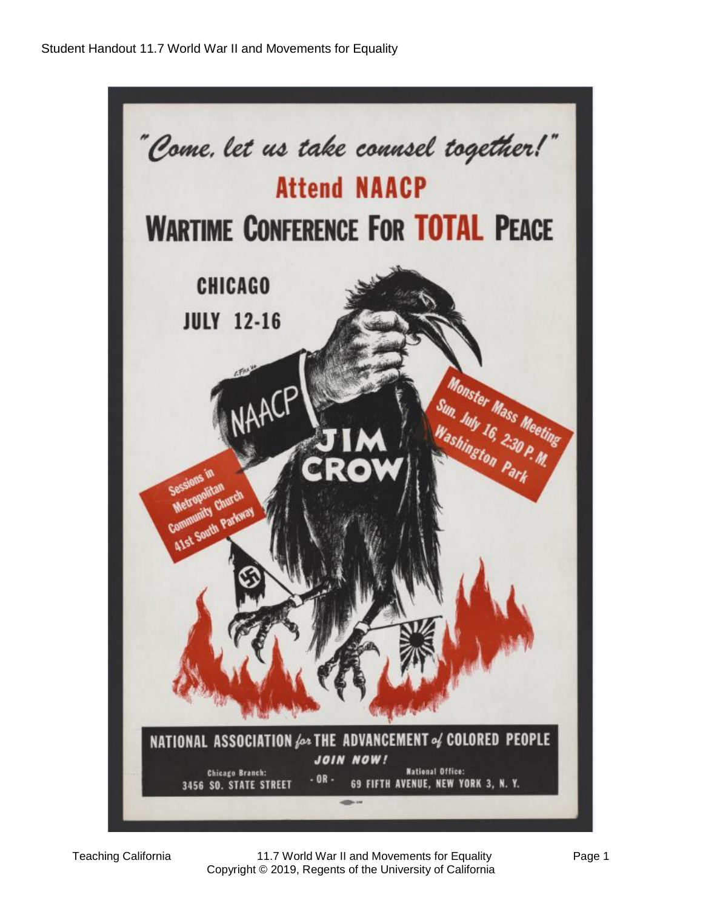"Come, let us take counsel together!"

**Attend NAACP**

# WARTIME CONFERENCE FOR TOTAL PEACE

**CHICAGO**

**JULY 12-16**

NAACP

JIM CROW

Monster Mass Meeting
Sun. July 16, 2:30 P.M.
Washington Park

Sessions in
Metropolitan
Community Church
41st South Parkway

**NATIONAL ASSOCIATION *for* THE ADVANCEMENT *of* COLORED PEOPLE**

***JOIN NOW!***

Chicago Branch:
3456 SO. STATE STREET

- OR -

National Office:
69 FIFTH AVENUE, NEW YORK 3, N. Y.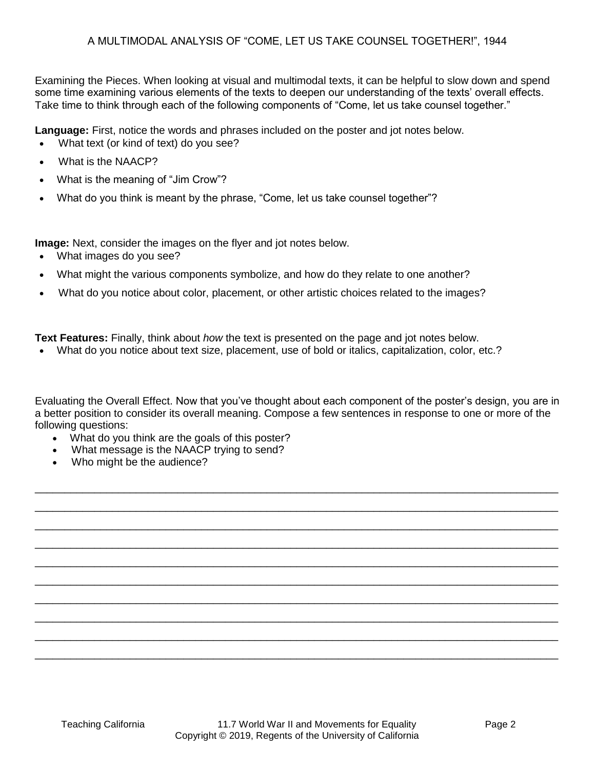# A MULTIMODAL ANALYSIS OF "COME, LET US TAKE COUNSEL TOGETHER!", 1944

Examining the Pieces. When looking at visual and multimodal texts, it can be helpful to slow down and spend some time examining various elements of the texts to deepen our understanding of the texts' overall effects. Take time to think through each of the following components of "Come, let us take counsel together."

**Language:** First, notice the words and phrases included on the poster and jot notes below.

- What text (or kind of text) do you see?
- What is the NAACP?
- What is the meaning of "Jim Crow"?
- What do you think is meant by the phrase, "Come, let us take counsel together"?

**Image:** Next, consider the images on the flyer and jot notes below.

- What images do you see?
- What might the various components symbolize, and how do they relate to one another?
- What do you notice about color, placement, or other artistic choices related to the images?

**Text Features:** Finally, think about *how* the text is presented on the page and jot notes below.

- What do you notice about text size, placement, use of bold or italics, capitalization, color, etc.?

Evaluating the Overall Effect. Now that you've thought about each component of the poster's design, you are in a better position to consider its overall meaning. Compose a few sentences in response to one or more of the following questions:

- What do you think are the goals of this poster?
- What message is the NAACP trying to send?
- Who might be the audience?

______________________________________________________________________________

______________________________________________________________________________

______________________________________________________________________________

______________________________________________________________________________

______________________________________________________________________________

______________________________________________________________________________

______________________________________________________________________________

______________________________________________________________________________

______________________________________________________________________________

______________________________________________________________________________